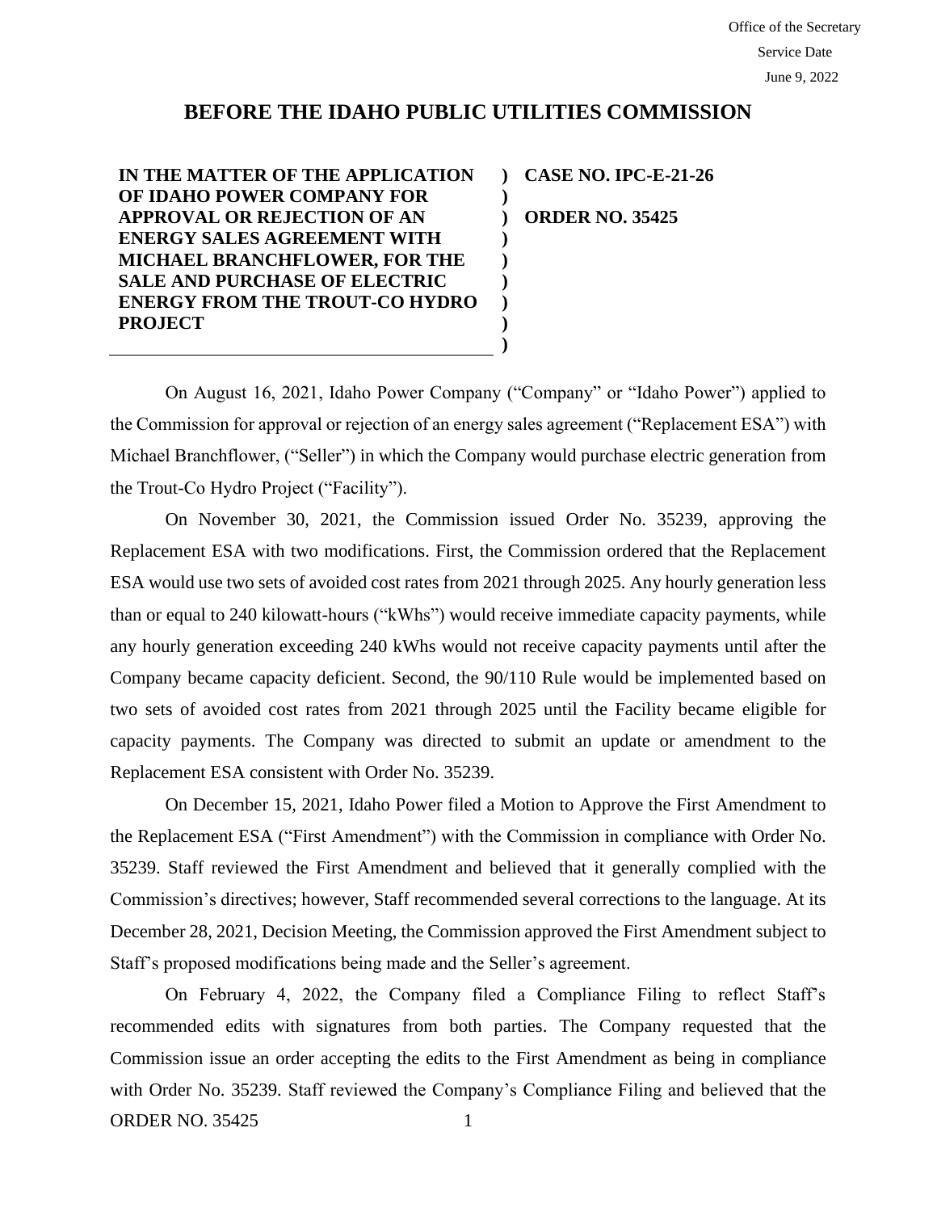Office of the Secretary
Service Date
June 9, 2022

# BEFORE THE IDAHO PUBLIC UTILITIES COMMISSION

| | | |
|---|---|---|
| **IN THE MATTER OF THE APPLICATION OF IDAHO POWER COMPANY FOR APPROVAL OR REJECTION OF AN ENERGY SALES AGREEMENT WITH MICHAEL BRANCHFLOWER, FOR THE SALE AND PURCHASE OF ELECTRIC ENERGY FROM THE TROUT-CO HYDRO PROJECT** | **)** | **CASE NO. IPC-E-21-26**<br><br>**ORDER NO. 35425** |

On August 16, 2021, Idaho Power Company ("Company" or "Idaho Power") applied to the Commission for approval or rejection of an energy sales agreement ("Replacement ESA") with Michael Branchflower, ("Seller") in which the Company would purchase electric generation from the Trout-Co Hydro Project ("Facility").

On November 30, 2021, the Commission issued Order No. 35239, approving the Replacement ESA with two modifications. First, the Commission ordered that the Replacement ESA would use two sets of avoided cost rates from 2021 through 2025. Any hourly generation less than or equal to 240 kilowatt-hours ("kWhs") would receive immediate capacity payments, while any hourly generation exceeding 240 kWhs would not receive capacity payments until after the Company became capacity deficient. Second, the 90/110 Rule would be implemented based on two sets of avoided cost rates from 2021 through 2025 until the Facility became eligible for capacity payments. The Company was directed to submit an update or amendment to the Replacement ESA consistent with Order No. 35239.

On December 15, 2021, Idaho Power filed a Motion to Approve the First Amendment to the Replacement ESA ("First Amendment") with the Commission in compliance with Order No. 35239. Staff reviewed the First Amendment and believed that it generally complied with the Commission's directives; however, Staff recommended several corrections to the language. At its December 28, 2021, Decision Meeting, the Commission approved the First Amendment subject to Staff's proposed modifications being made and the Seller's agreement.

On February 4, 2022, the Company filed a Compliance Filing to reflect Staff's recommended edits with signatures from both parties. The Company requested that the Commission issue an order accepting the edits to the First Amendment as being in compliance with Order No. 35239. Staff reviewed the Company's Compliance Filing and believed that the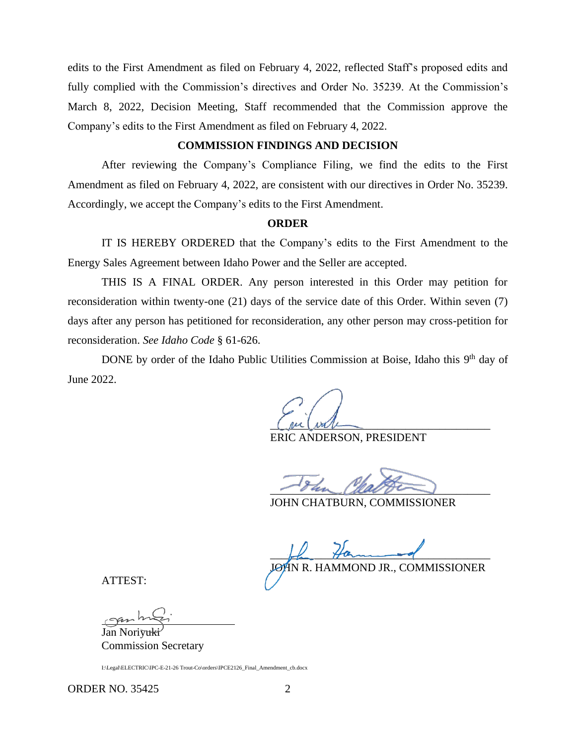edits to the First Amendment as filed on February 4, 2022, reflected Staff's proposed edits and fully complied with the Commission's directives and Order No. 35239. At the Commission's March 8, 2022, Decision Meeting, Staff recommended that the Commission approve the Company's edits to the First Amendment as filed on February 4, 2022.

## COMMISSION FINDINGS AND DECISION

After reviewing the Company's Compliance Filing, we find the edits to the First Amendment as filed on February 4, 2022, are consistent with our directives in Order No. 35239. Accordingly, we accept the Company's edits to the First Amendment.

## ORDER

IT IS HEREBY ORDERED that the Company's edits to the First Amendment to the Energy Sales Agreement between Idaho Power and the Seller are accepted.

THIS IS A FINAL ORDER. Any person interested in this Order may petition for reconsideration within twenty-one (21) days of the service date of this Order. Within seven (7) days after any person has petitioned for reconsideration, any other person may cross-petition for reconsideration. *See Idaho Code* § 61-626.

DONE by order of the Idaho Public Utilities Commission at Boise, Idaho this 9th day of June 2022.

ERIC ANDERSON, PRESIDENT

JOHN CHATBURN, COMMISSIONER

JOHN R. HAMMOND JR., COMMISSIONER

ATTEST:

Jan Noriyuki
Commission Secretary

I:\Legal\ELECTRIC\IPC-E-21-26 Trout-Co\orders\IPCE2126_Final_Amendment_cb.docx

ORDER NO. 35425